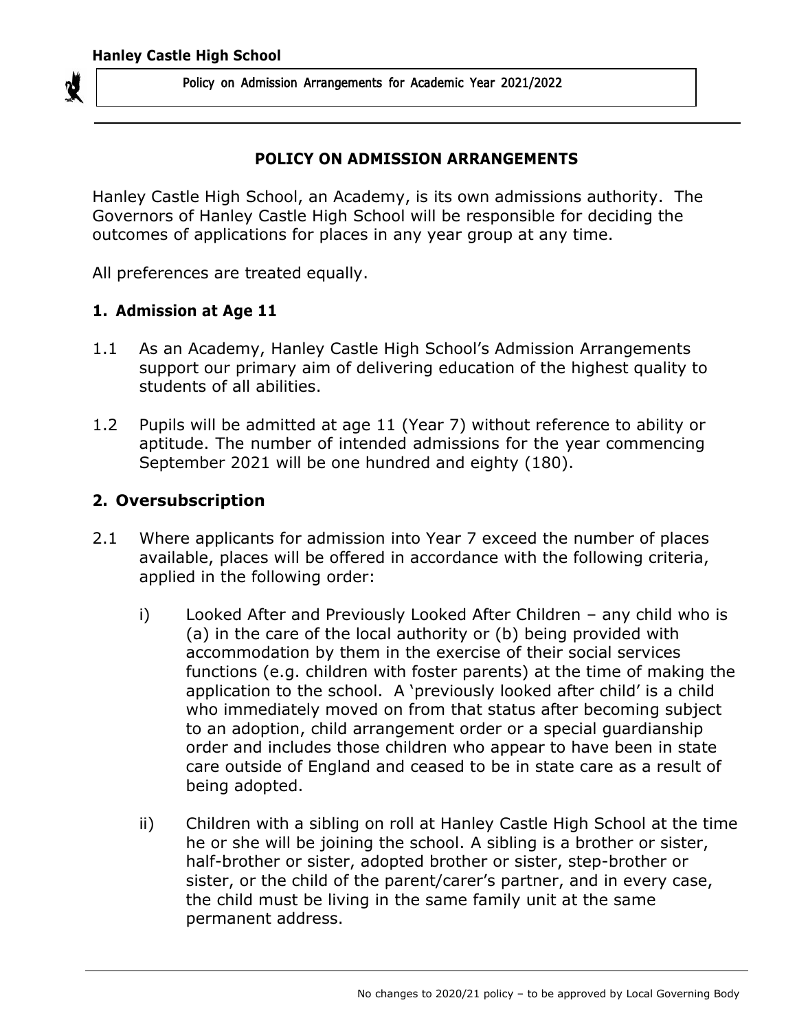## POLICY ON ADMISSION ARRANGEMENTS

Hanley Castle High School, an Academy, is its own admissions authority. The Governors of Hanley Castle High School will be responsible for deciding the outcomes of applications for places in any year group at any time.

All preferences are treated equally.

### 1. Admission at Age 11

1.1 As an Academy, Hanley Castle High School's Admission Arrangements support our primary aim of delivering education of the highest quality to students of all abilities.

1.2 Pupils will be admitted at age 11 (Year 7) without reference to ability or aptitude. The number of intended admissions for the year commencing September 2021 will be one hundred and eighty (180).

### 2. Oversubscription

2.1 Where applicants for admission into Year 7 exceed the number of places available, places will be offered in accordance with the following criteria, applied in the following order:

i) Looked After and Previously Looked After Children – any child who is (a) in the care of the local authority or (b) being provided with accommodation by them in the exercise of their social services functions (e.g. children with foster parents) at the time of making the application to the school. A 'previously looked after child' is a child who immediately moved on from that status after becoming subject to an adoption, child arrangement order or a special guardianship order and includes those children who appear to have been in state care outside of England and ceased to be in state care as a result of being adopted.

ii) Children with a sibling on roll at Hanley Castle High School at the time he or she will be joining the school. A sibling is a brother or sister, half-brother or sister, adopted brother or sister, step-brother or sister, or the child of the parent/carer's partner, and in every case, the child must be living in the same family unit at the same permanent address.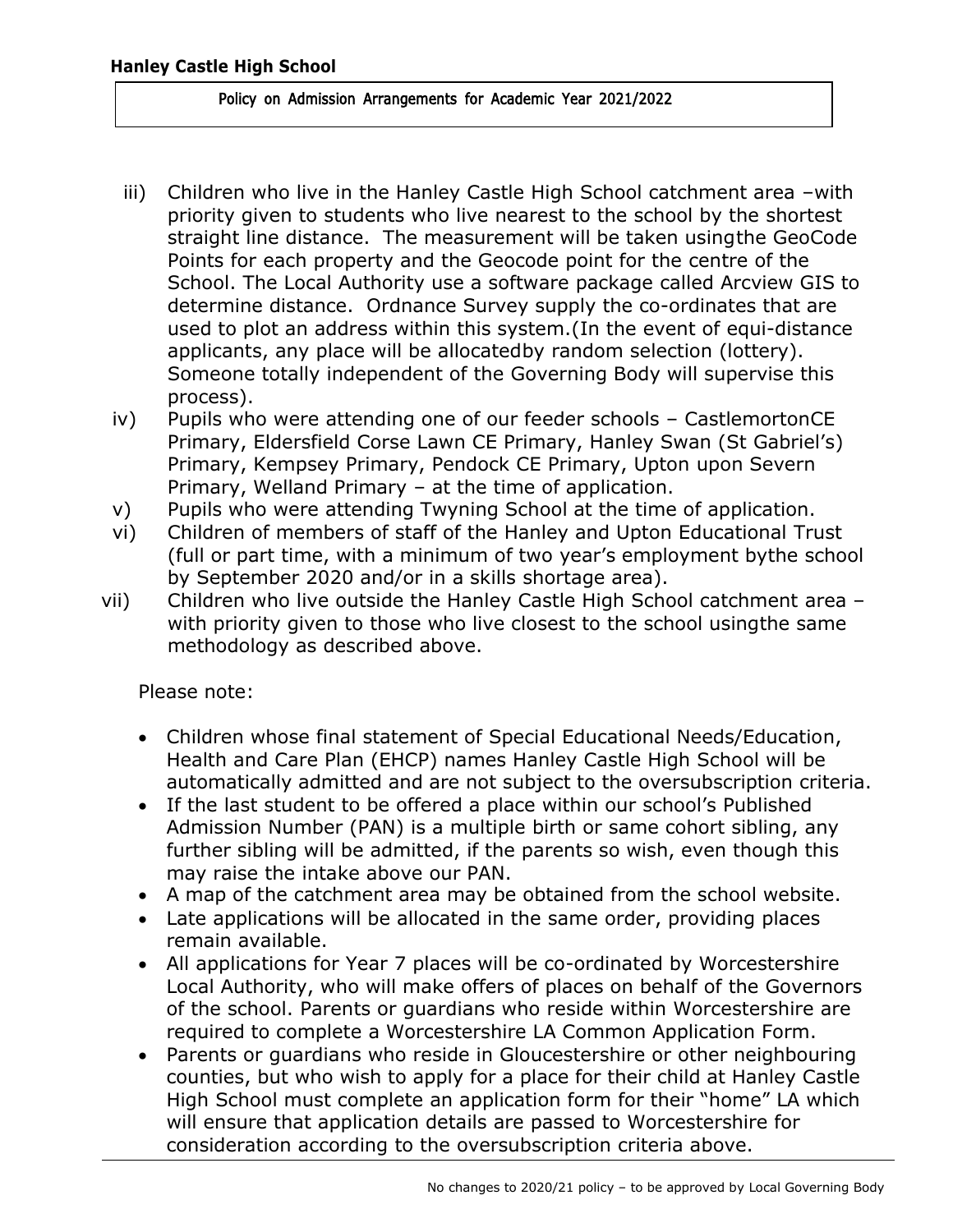iii) Children who live in the Hanley Castle High School catchment area –with priority given to students who live nearest to the school by the shortest straight line distance. The measurement will be taken usingthe GeoCode Points for each property and the Geocode point for the centre of the School. The Local Authority use a software package called Arcview GIS to determine distance. Ordnance Survey supply the co-ordinates that are used to plot an address within this system.(In the event of equi-distance applicants, any place will be allocatedby random selection (lottery). Someone totally independent of the Governing Body will supervise this process).

iv) Pupils who were attending one of our feeder schools – CastlemortonCE Primary, Eldersfield Corse Lawn CE Primary, Hanley Swan (St Gabriel's) Primary, Kempsey Primary, Pendock CE Primary, Upton upon Severn Primary, Welland Primary – at the time of application.

v) Pupils who were attending Twyning School at the time of application.

vi) Children of members of staff of the Hanley and Upton Educational Trust (full or part time, with a minimum of two year's employment bythe school by September 2020 and/or in a skills shortage area).

vii) Children who live outside the Hanley Castle High School catchment area – with priority given to those who live closest to the school usingthe same methodology as described above.

Please note:

- Children whose final statement of Special Educational Needs/Education, Health and Care Plan (EHCP) names Hanley Castle High School will be automatically admitted and are not subject to the oversubscription criteria.
- If the last student to be offered a place within our school's Published Admission Number (PAN) is a multiple birth or same cohort sibling, any further sibling will be admitted, if the parents so wish, even though this may raise the intake above our PAN.
- A map of the catchment area may be obtained from the school website.
- Late applications will be allocated in the same order, providing places remain available.
- All applications for Year 7 places will be co-ordinated by Worcestershire Local Authority, who will make offers of places on behalf of the Governors of the school. Parents or guardians who reside within Worcestershire are required to complete a Worcestershire LA Common Application Form.
- Parents or guardians who reside in Gloucestershire or other neighbouring counties, but who wish to apply for a place for their child at Hanley Castle High School must complete an application form for their "home" LA which will ensure that application details are passed to Worcestershire for consideration according to the oversubscription criteria above.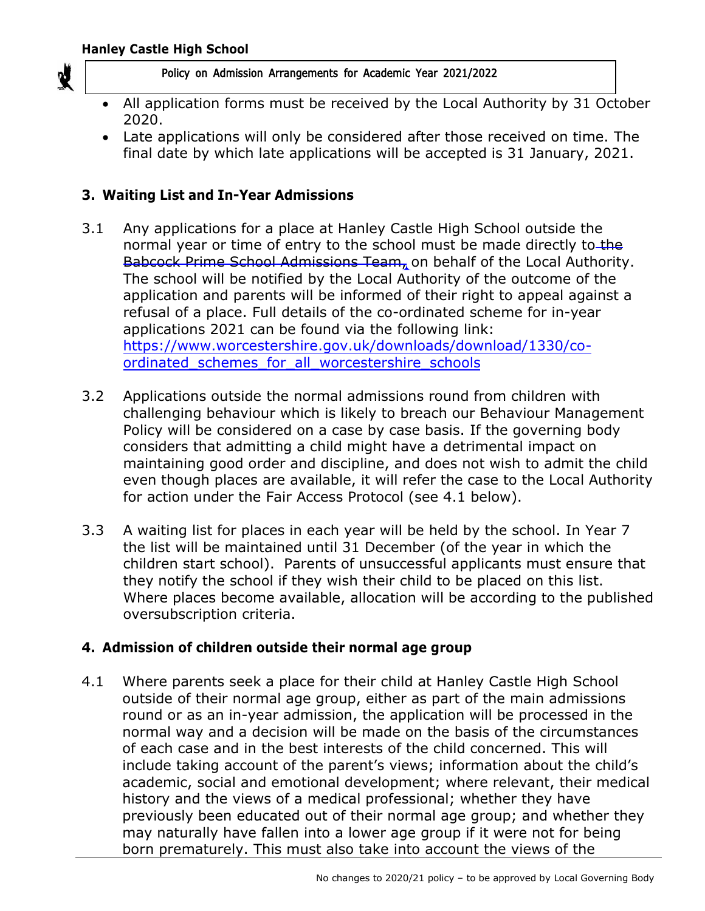- All application forms must be received by the Local Authority by 31 October 2020.
- Late applications will only be considered after those received on time. The final date by which late applications will be accepted is 31 January, 2021.

## 3. Waiting List and In-Year Admissions

3.1 Any applications for a place at Hanley Castle High School outside the normal year or time of entry to the school must be made directly to ~~the Babcock Prime School Admissions Team,~~ on behalf of the Local Authority. The school will be notified by the Local Authority of the outcome of the application and parents will be informed of their right to appeal against a refusal of a place. Full details of the co-ordinated scheme for in-year applications 2021 can be found via the following link: https://www.worcestershire.gov.uk/downloads/download/1330/co-ordinated_schemes_for_all_worcestershire_schools

3.2 Applications outside the normal admissions round from children with challenging behaviour which is likely to breach our Behaviour Management Policy will be considered on a case by case basis. If the governing body considers that admitting a child might have a detrimental impact on maintaining good order and discipline, and does not wish to admit the child even though places are available, it will refer the case to the Local Authority for action under the Fair Access Protocol (see 4.1 below).

3.3 A waiting list for places in each year will be held by the school. In Year 7 the list will be maintained until 31 December (of the year in which the children start school). Parents of unsuccessful applicants must ensure that they notify the school if they wish their child to be placed on this list. Where places become available, allocation will be according to the published oversubscription criteria.

## 4. Admission of children outside their normal age group

4.1 Where parents seek a place for their child at Hanley Castle High School outside of their normal age group, either as part of the main admissions round or as an in-year admission, the application will be processed in the normal way and a decision will be made on the basis of the circumstances of each case and in the best interests of the child concerned. This will include taking account of the parent's views; information about the child's academic, social and emotional development; where relevant, their medical history and the views of a medical professional; whether they have previously been educated out of their normal age group; and whether they may naturally have fallen into a lower age group if it were not for being born prematurely. This must also take into account the views of the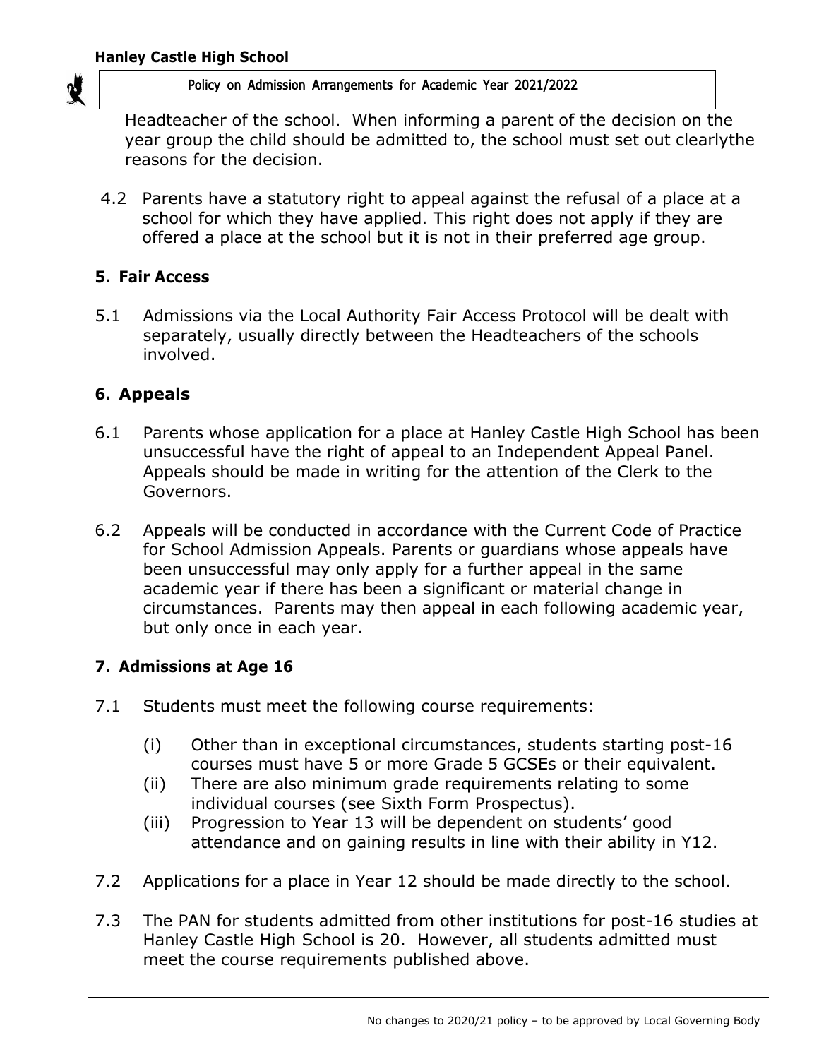Headteacher of the school. When informing a parent of the decision on the year group the child should be admitted to, the school must set out clearlythe reasons for the decision.

4.2 Parents have a statutory right to appeal against the refusal of a place at a school for which they have applied. This right does not apply if they are offered a place at the school but it is not in their preferred age group.

## 5. Fair Access

5.1 Admissions via the Local Authority Fair Access Protocol will be dealt with separately, usually directly between the Headteachers of the schools involved.

## 6. Appeals

6.1 Parents whose application for a place at Hanley Castle High School has been unsuccessful have the right of appeal to an Independent Appeal Panel. Appeals should be made in writing for the attention of the Clerk to the Governors.

6.2 Appeals will be conducted in accordance with the Current Code of Practice for School Admission Appeals. Parents or guardians whose appeals have been unsuccessful may only apply for a further appeal in the same academic year if there has been a significant or material change in circumstances. Parents may then appeal in each following academic year, but only once in each year.

## 7. Admissions at Age 16

7.1 Students must meet the following course requirements:

(i) Other than in exceptional circumstances, students starting post-16 courses must have 5 or more Grade 5 GCSEs or their equivalent.

(ii) There are also minimum grade requirements relating to some individual courses (see Sixth Form Prospectus).

(iii) Progression to Year 13 will be dependent on students' good attendance and on gaining results in line with their ability in Y12.

7.2 Applications for a place in Year 12 should be made directly to the school.

7.3 The PAN for students admitted from other institutions for post-16 studies at Hanley Castle High School is 20. However, all students admitted must meet the course requirements published above.